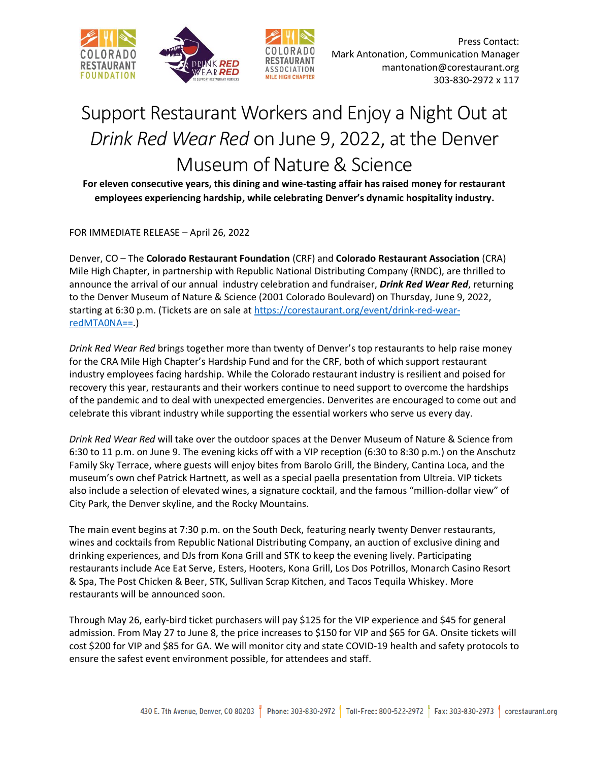Press Contact:
Mark Antonation, Communication Manager
mantonation@corestaurant.org
303-830-2972 x 117

# Support Restaurant Workers and Enjoy a Night Out at *Drink Red Wear Red* on June 9, 2022, at the Denver Museum of Nature & Science

**For eleven consecutive years, this dining and wine-tasting affair has raised money for restaurant employees experiencing hardship, while celebrating Denver's dynamic hospitality industry.**

FOR IMMEDIATE RELEASE – April 26, 2022

Denver, CO – The **Colorado Restaurant Foundation** (CRF) and **Colorado Restaurant Association** (CRA) Mile High Chapter, in partnership with Republic National Distributing Company (RNDC), are thrilled to announce the arrival of our annual industry celebration and fundraiser, ***Drink Red Wear Red***, returning to the Denver Museum of Nature & Science (2001 Colorado Boulevard) on Thursday, June 9, 2022, starting at 6:30 p.m. (Tickets are on sale at [https://corestaurant.org/event/drink-red-wear-redMTA0NA==](https://corestaurant.org/event/drink-red-wear-redMTA0NA==).)

*Drink Red Wear Red* brings together more than twenty of Denver's top restaurants to help raise money for the CRA Mile High Chapter's Hardship Fund and for the CRF, both of which support restaurant industry employees facing hardship. While the Colorado restaurant industry is resilient and poised for recovery this year, restaurants and their workers continue to need support to overcome the hardships of the pandemic and to deal with unexpected emergencies. Denverites are encouraged to come out and celebrate this vibrant industry while supporting the essential workers who serve us every day.

*Drink Red Wear Red* will take over the outdoor spaces at the Denver Museum of Nature & Science from 6:30 to 11 p.m. on June 9. The evening kicks off with a VIP reception (6:30 to 8:30 p.m.) on the Anschutz Family Sky Terrace, where guests will enjoy bites from Barolo Grill, the Bindery, Cantina Loca, and the museum's own chef Patrick Hartnett, as well as a special paella presentation from Ultreia. VIP tickets also include a selection of elevated wines, a signature cocktail, and the famous "million-dollar view" of City Park, the Denver skyline, and the Rocky Mountains.

The main event begins at 7:30 p.m. on the South Deck, featuring nearly twenty Denver restaurants, wines and cocktails from Republic National Distributing Company, an auction of exclusive dining and drinking experiences, and DJs from Kona Grill and STK to keep the evening lively. Participating restaurants include Ace Eat Serve, Esters, Hooters, Kona Grill, Los Dos Potrillos, Monarch Casino Resort & Spa, The Post Chicken & Beer, STK, Sullivan Scrap Kitchen, and Tacos Tequila Whiskey. More restaurants will be announced soon.

Through May 26, early-bird ticket purchasers will pay $125 for the VIP experience and $45 for general admission. From May 27 to June 8, the price increases to $150 for VIP and $65 for GA. Onsite tickets will cost $200 for VIP and $85 for GA. We will monitor city and state COVID-19 health and safety protocols to ensure the safest event environment possible, for attendees and staff.

430 E. 7th Avenue, Denver, CO 80203 | Phone: 303-830-2972 | Toll-Free: 800-522-2972 | Fax: 303-830-2973 | corestaurant.org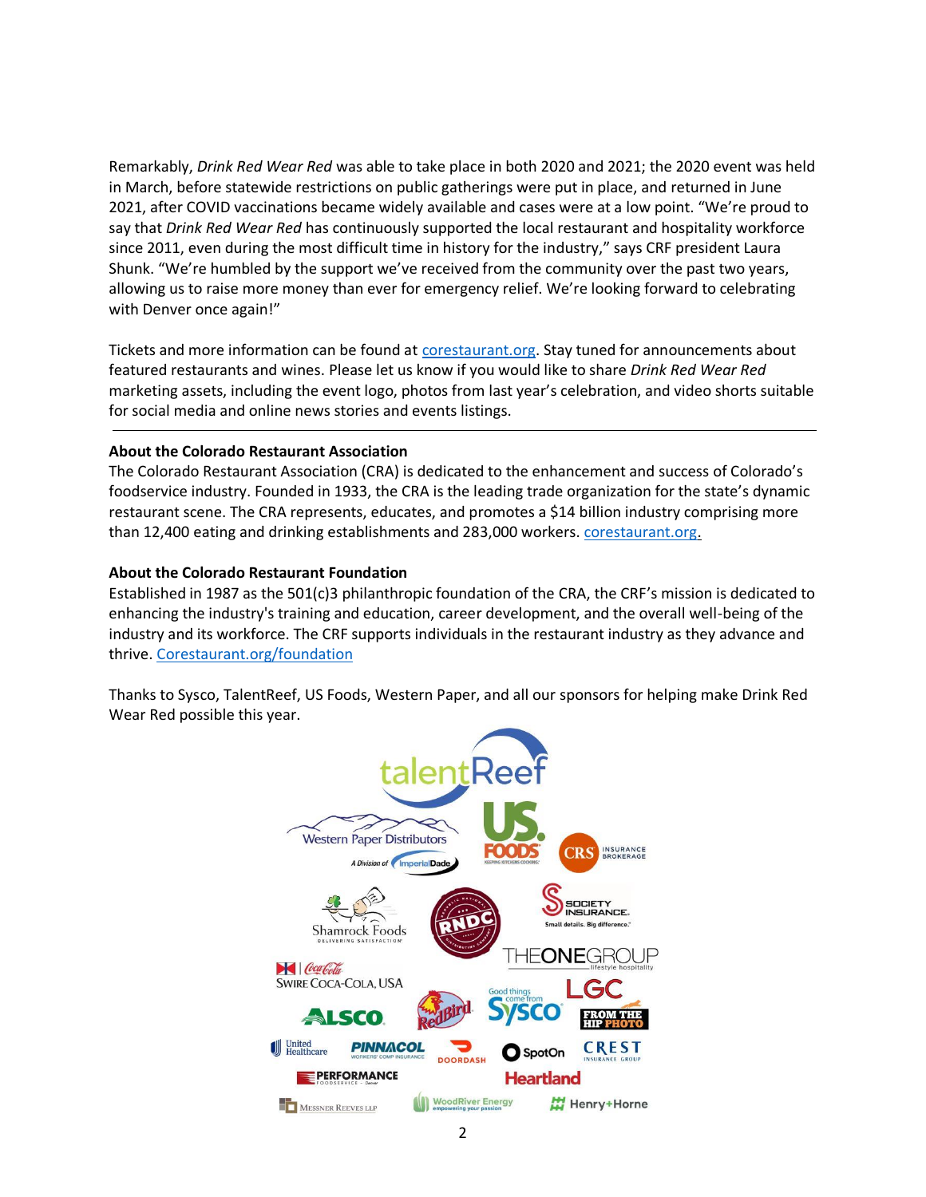Remarkably, *Drink Red Wear Red* was able to take place in both 2020 and 2021; the 2020 event was held in March, before statewide restrictions on public gatherings were put in place, and returned in June 2021, after COVID vaccinations became widely available and cases were at a low point. "We're proud to say that *Drink Red Wear Red* has continuously supported the local restaurant and hospitality workforce since 2011, even during the most difficult time in history for the industry," says CRF president Laura Shunk. "We're humbled by the support we've received from the community over the past two years, allowing us to raise more money than ever for emergency relief. We're looking forward to celebrating with Denver once again!"

Tickets and more information can be found at [corestaurant.org](corestaurant.org). Stay tuned for announcements about featured restaurants and wines. Please let us know if you would like to share *Drink Red Wear Red* marketing assets, including the event logo, photos from last year's celebration, and video shorts suitable for social media and online news stories and events listings.

---

**About the Colorado Restaurant Association**

The Colorado Restaurant Association (CRA) is dedicated to the enhancement and success of Colorado's foodservice industry. Founded in 1933, the CRA is the leading trade organization for the state's dynamic restaurant scene. The CRA represents, educates, and promotes a $14 billion industry comprising more than 12,400 eating and drinking establishments and 283,000 workers. [corestaurant.org.](corestaurant.org)

**About the Colorado Restaurant Foundation**

Established in 1987 as the 501(c)3 philanthropic foundation of the CRA, the CRF's mission is dedicated to enhancing the industry's training and education, career development, and the overall well-being of the industry and its workforce. The CRF supports individuals in the restaurant industry as they advance and thrive. [Corestaurant.org/foundation](Corestaurant.org/foundation)

Thanks to Sysco, TalentReef, US Foods, Western Paper, and all our sponsors for helping make Drink Red Wear Red possible this year.

talentReef
Western Paper Distributors
A Division of ImperialDade
US Foods
CRS Insurance Brokerage
Shamrock Foods
RNDC
Society Insurance
THEONEGROUP
Swire Coca-Cola, USA
Alsco
RedBird
Sysco
LGC
From the Hip Photo
United Healthcare
Pinnacol
DoorDash
SpotOn
Crest Insurance Group
Performance Foodservice
Heartland
Messner Reeves LLP
WoodRiver Energy
Henry+Horne